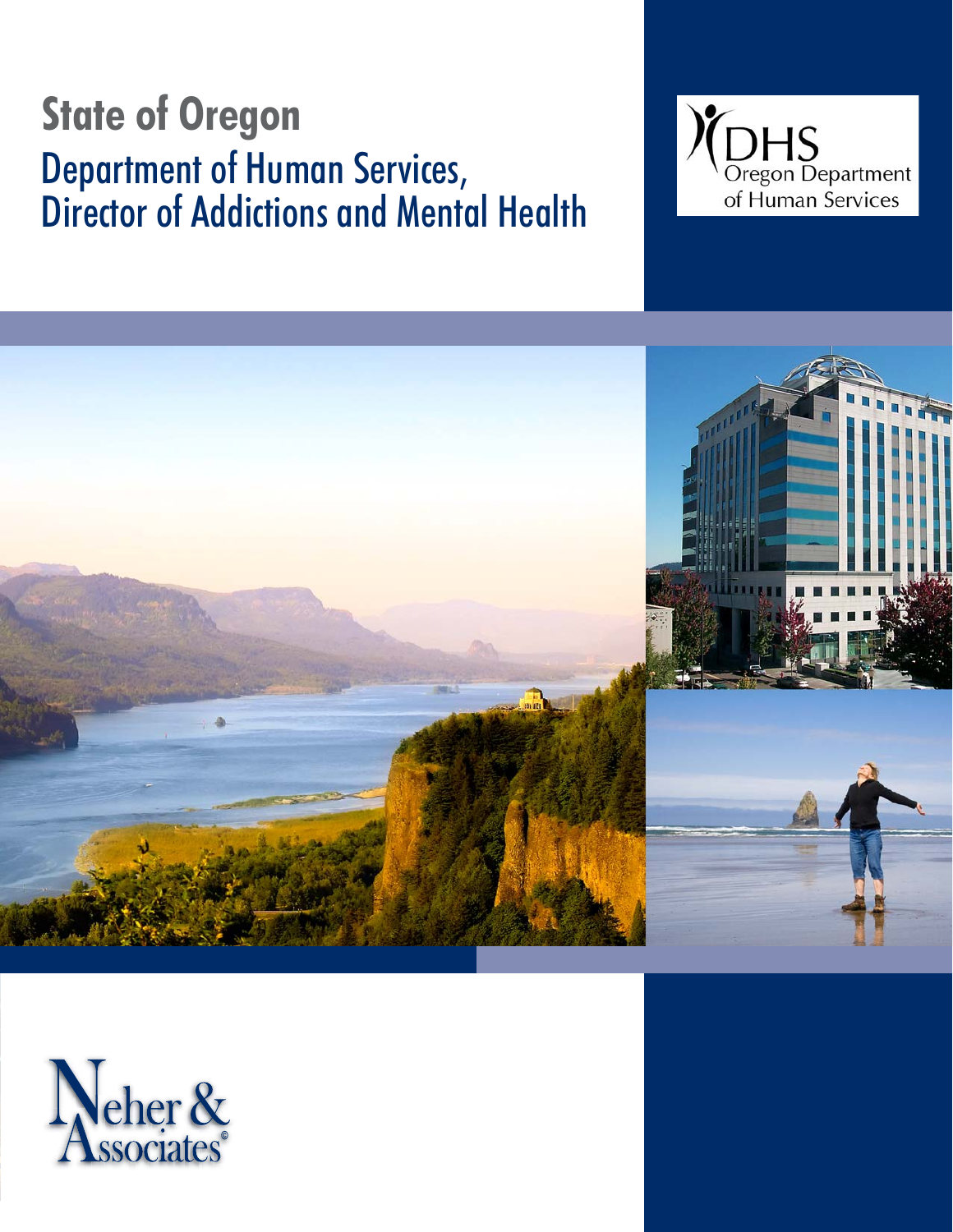# State of Oregon

## Department of Human Services, Director of Addictions and Mental Health

DHS
Oregon Department
of Human Services

Neher & Associates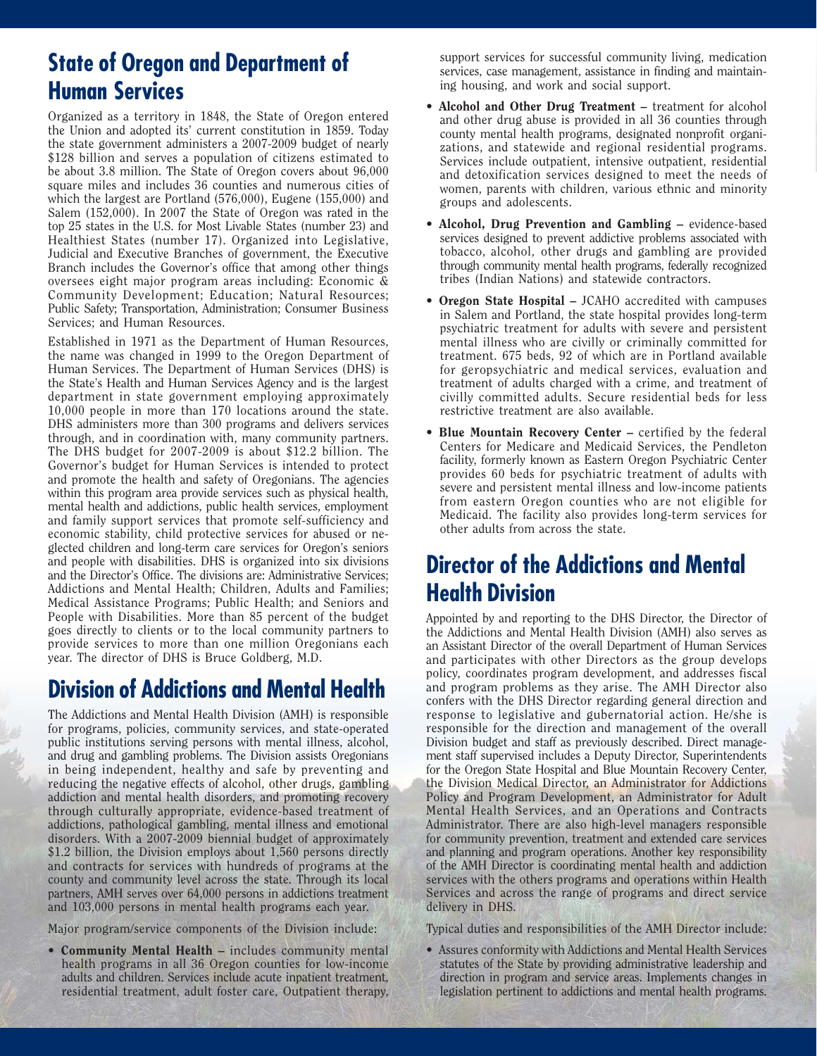## State of Oregon and Department of Human Services

Organized as a territory in 1848, the State of Oregon entered the Union and adopted its' current constitution in 1859. Today the state government administers a 2007-2009 budget of nearly $128 billion and serves a population of citizens estimated to be about 3.8 million. The State of Oregon covers about 96,000 square miles and includes 36 counties and numerous cities of which the largest are Portland (576,000), Eugene (155,000) and Salem (152,000). In 2007 the State of Oregon was rated in the top 25 states in the U.S. for Most Livable States (number 23) and Healthiest States (number 17). Organized into Legislative, Judicial and Executive Branches of government, the Executive Branch includes the Governor's office that among other things oversees eight major program areas including: Economic & Community Development; Education; Natural Resources; Public Safety; Transportation, Administration; Consumer Business Services; and Human Resources.

Established in 1971 as the Department of Human Resources, the name was changed in 1999 to the Oregon Department of Human Services. The Department of Human Services (DHS) is the State's Health and Human Services Agency and is the largest department in state government employing approximately 10,000 people in more than 170 locations around the state. DHS administers more than 300 programs and delivers services through, and in coordination with, many community partners. The DHS budget for 2007-2009 is about $12.2 billion. The Governor's budget for Human Services is intended to protect and promote the health and safety of Oregonians. The agencies within this program area provide services such as physical health, mental health and addictions, public health services, employment and family support services that promote self-sufficiency and economic stability, child protective services for abused or neglected children and long-term care services for Oregon's seniors and people with disabilities. DHS is organized into six divisions and the Director's Office. The divisions are: Administrative Services; Addictions and Mental Health; Children, Adults and Families; Medical Assistance Programs; Public Health; and Seniors and People with Disabilities. More than 85 percent of the budget goes directly to clients or to the local community partners to provide services to more than one million Oregonians each year. The director of DHS is Bruce Goldberg, M.D.

## Division of Addictions and Mental Health

The Addictions and Mental Health Division (AMH) is responsible for programs, policies, community services, and state-operated public institutions serving persons with mental illness, alcohol, and drug and gambling problems. The Division assists Oregonians in being independent, healthy and safe by preventing and reducing the negative effects of alcohol, other drugs, gambling addiction and mental health disorders, and promoting recovery through culturally appropriate, evidence-based treatment of addictions, pathological gambling, mental illness and emotional disorders. With a 2007-2009 biennial budget of approximately $1.2 billion, the Division employs about 1,560 persons directly and contracts for services with hundreds of programs at the county and community level across the state. Through its local partners, AMH serves over 64,000 persons in addictions treatment and 103,000 persons in mental health programs each year.

Major program/service components of the Division include:

- **Community Mental Health** – includes community mental health programs in all 36 Oregon counties for low-income adults and children. Services include acute inpatient treatment, residential treatment, adult foster care, Outpatient therapy, support services for successful community living, medication services, case management, assistance in finding and maintaining housing, and work and social support.
- **Alcohol and Other Drug Treatment** – treatment for alcohol and other drug abuse is provided in all 36 counties through county mental health programs, designated nonprofit organizations, and statewide and regional residential programs. Services include outpatient, intensive outpatient, residential and detoxification services designed to meet the needs of women, parents with children, various ethnic and minority groups and adolescents.
- **Alcohol, Drug Prevention and Gambling** – evidence-based services designed to prevent addictive problems associated with tobacco, alcohol, other drugs and gambling are provided through community mental health programs, federally recognized tribes (Indian Nations) and statewide contractors.
- **Oregon State Hospital** – JCAHO accredited with campuses in Salem and Portland, the state hospital provides long-term psychiatric treatment for adults with severe and persistent mental illness who are civilly or criminally committed for treatment. 675 beds, 92 of which are in Portland available for geropsychiatric and medical services, evaluation and treatment of adults charged with a crime, and treatment of civilly committed adults. Secure residential beds for less restrictive treatment are also available.
- **Blue Mountain Recovery Center** – certified by the federal Centers for Medicare and Medicaid Services, the Pendleton facility, formerly known as Eastern Oregon Psychiatric Center provides 60 beds for psychiatric treatment of adults with severe and persistent mental illness and low-income patients from eastern Oregon counties who are not eligible for Medicaid. The facility also provides long-term services for other adults from across the state.

## Director of the Addictions and Mental Health Division

Appointed by and reporting to the DHS Director, the Director of the Addictions and Mental Health Division (AMH) also serves as an Assistant Director of the overall Department of Human Services and participates with other Directors as the group develops policy, coordinates program development, and addresses fiscal and program problems as they arise. The AMH Director also confers with the DHS Director regarding general direction and response to legislative and gubernatorial action. He/she is responsible for the direction and management of the overall Division budget and staff as previously described. Direct management staff supervised includes a Deputy Director, Superintendents for the Oregon State Hospital and Blue Mountain Recovery Center, the Division Medical Director, an Administrator for Addictions Policy and Program Development, an Administrator for Adult Mental Health Services, and an Operations and Contracts Administrator. There are also high-level managers responsible for community prevention, treatment and extended care services and planning and program operations. Another key responsibility of the AMH Director is coordinating mental health and addiction services with the others programs and operations within Health Services and across the range of programs and direct service delivery in DHS.

Typical duties and responsibilities of the AMH Director include:

- Assures conformity with Addictions and Mental Health Services statutes of the State by providing administrative leadership and direction in program and service areas. Implements changes in legislation pertinent to addictions and mental health programs.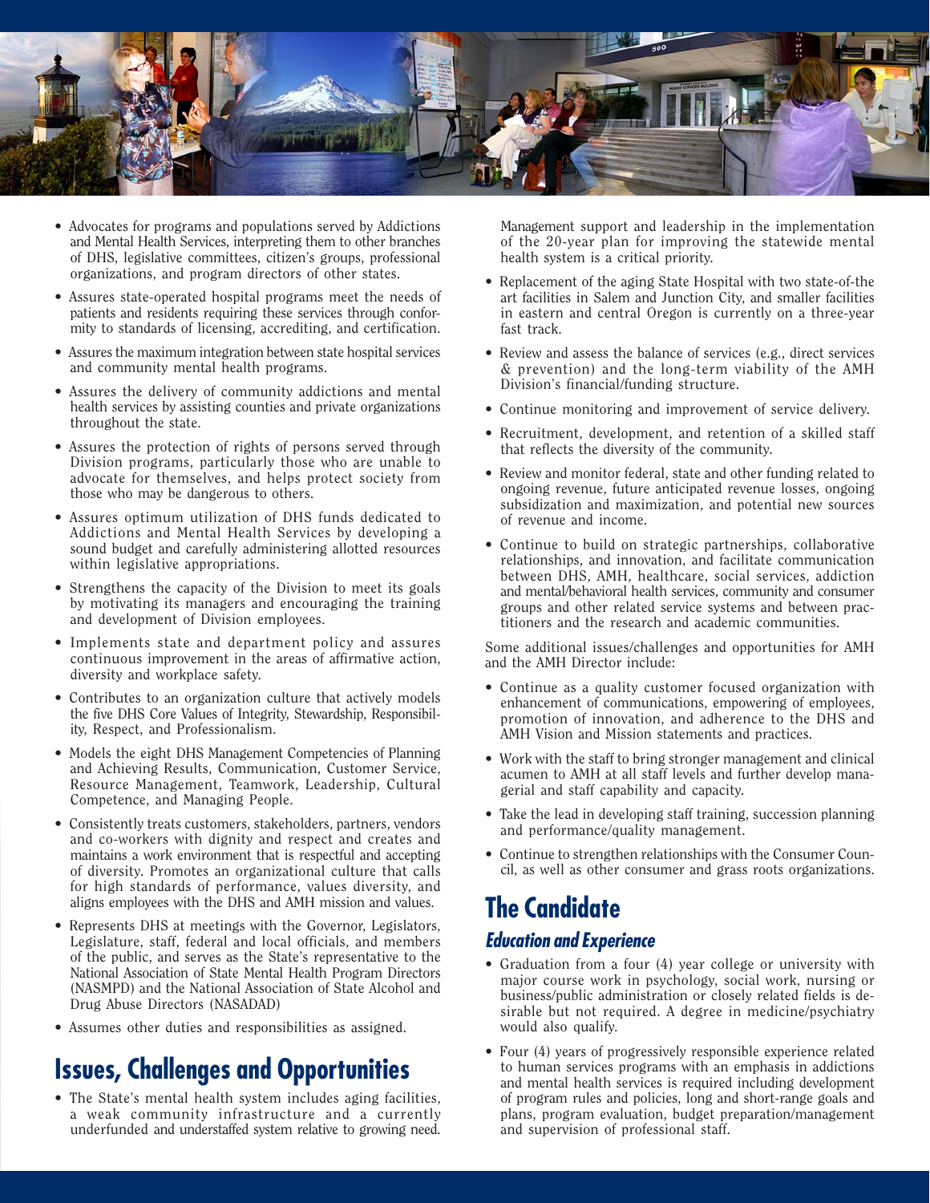- Advocates for programs and populations served by Addictions and Mental Health Services, interpreting them to other branches of DHS, legislative committees, citizen's groups, professional organizations, and program directors of other states.
- Assures state-operated hospital programs meet the needs of patients and residents requiring these services through conformity to standards of licensing, accrediting, and certification.
- Assures the maximum integration between state hospital services and community mental health programs.
- Assures the delivery of community addictions and mental health services by assisting counties and private organizations throughout the state.
- Assures the protection of rights of persons served through Division programs, particularly those who are unable to advocate for themselves, and helps protect society from those who may be dangerous to others.
- Assures optimum utilization of DHS funds dedicated to Addictions and Mental Health Services by developing a sound budget and carefully administering allotted resources within legislative appropriations.
- Strengthens the capacity of the Division to meet its goals by motivating its managers and encouraging the training and development of Division employees.
- Implements state and department policy and assures continuous improvement in the areas of affirmative action, diversity and workplace safety.
- Contributes to an organization culture that actively models the five DHS Core Values of Integrity, Stewardship, Responsibility, Respect, and Professionalism.
- Models the eight DHS Management Competencies of Planning and Achieving Results, Communication, Customer Service, Resource Management, Teamwork, Leadership, Cultural Competence, and Managing People.
- Consistently treats customers, stakeholders, partners, vendors and co-workers with dignity and respect and creates and maintains a work environment that is respectful and accepting of diversity. Promotes an organizational culture that calls for high standards of performance, values diversity, and aligns employees with the DHS and AMH mission and values.
- Represents DHS at meetings with the Governor, Legislators, Legislature, staff, federal and local officials, and members of the public, and serves as the State's representative to the National Association of State Mental Health Program Directors (NASMPD) and the National Association of State Alcohol and Drug Abuse Directors (NASADAD)
- Assumes other duties and responsibilities as assigned.

## Issues, Challenges and Opportunities

- The State's mental health system includes aging facilities, a weak community infrastructure and a currently underfunded and understaffed system relative to growing need. Management support and leadership in the implementation of the 20-year plan for improving the statewide mental health system is a critical priority.
- Replacement of the aging State Hospital with two state-of-the art facilities in Salem and Junction City, and smaller facilities in eastern and central Oregon is currently on a three-year fast track.
- Review and assess the balance of services (e.g., direct services & prevention) and the long-term viability of the AMH Division's financial/funding structure.
- Continue monitoring and improvement of service delivery.
- Recruitment, development, and retention of a skilled staff that reflects the diversity of the community.
- Review and monitor federal, state and other funding related to ongoing revenue, future anticipated revenue losses, ongoing subsidization and maximization, and potential new sources of revenue and income.
- Continue to build on strategic partnerships, collaborative relationships, and innovation, and facilitate communication between DHS, AMH, healthcare, social services, addiction and mental/behavioral health services, community and consumer groups and other related service systems and between practitioners and the research and academic communities.

Some additional issues/challenges and opportunities for AMH and the AMH Director include:

- Continue as a quality customer focused organization with enhancement of communications, empowering of employees, promotion of innovation, and adherence to the DHS and AMH Vision and Mission statements and practices.
- Work with the staff to bring stronger management and clinical acumen to AMH at all staff levels and further develop managerial and staff capability and capacity.
- Take the lead in developing staff training, succession planning and performance/quality management.
- Continue to strengthen relationships with the Consumer Council, as well as other consumer and grass roots organizations.

## The Candidate

### *Education and Experience*

- Graduation from a four (4) year college or university with major course work in psychology, social work, nursing or business/public administration or closely related fields is desirable but not required. A degree in medicine/psychiatry would also qualify.
- Four (4) years of progressively responsible experience related to human services programs with an emphasis in addictions and mental health services is required including development of program rules and policies, long and short-range goals and plans, program evaluation, budget preparation/management and supervision of professional staff.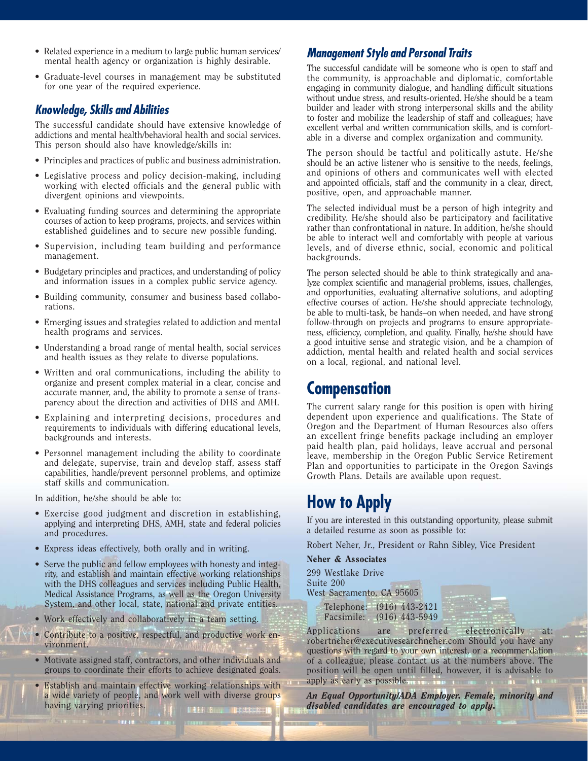- Related experience in a medium to large public human services/ mental health agency or organization is highly desirable.
- Graduate-level courses in management may be substituted for one year of the required experience.

### Knowledge, Skills and Abilities

The successful candidate should have extensive knowledge of addictions and mental health/behavioral health and social services. This person should also have knowledge/skills in:

- Principles and practices of public and business administration.
- Legislative process and policy decision-making, including working with elected officials and the general public with divergent opinions and viewpoints.
- Evaluating funding sources and determining the appropriate courses of action to keep programs, projects, and services within established guidelines and to secure new possible funding.
- Supervision, including team building and performance management.
- Budgetary principles and practices, and understanding of policy and information issues in a complex public service agency.
- Building community, consumer and business based collaborations.
- Emerging issues and strategies related to addiction and mental health programs and services.
- Understanding a broad range of mental health, social services and health issues as they relate to diverse populations.
- Written and oral communications, including the ability to organize and present complex material in a clear, concise and accurate manner, and, the ability to promote a sense of transparency about the direction and activities of DHS and AMH.
- Explaining and interpreting decisions, procedures and requirements to individuals with differing educational levels, backgrounds and interests.
- Personnel management including the ability to coordinate and delegate, supervise, train and develop staff, assess staff capabilities, handle/prevent personnel problems, and optimize staff skills and communication.

In addition, he/she should be able to:

- Exercise good judgment and discretion in establishing, applying and interpreting DHS, AMH, state and federal policies and procedures.
- Express ideas effectively, both orally and in writing.
- Serve the public and fellow employees with honesty and integrity, and establish and maintain effective working relationships with the DHS colleagues and services including Public Health, Medical Assistance Programs, as well as the Oregon University System, and other local, state, national and private entities.
- Work effectively and collaboratively in a team setting.
- Contribute to a positive, respectful, and productive work environment.
- Motivate assigned staff, contractors, and other individuals and groups to coordinate their efforts to achieve designated goals.
- Establish and maintain effective working relationships with a wide variety of people, and work well with diverse groups having varying priorities.

### Management Style and Personal Traits

The successful candidate will be someone who is open to staff and the community, is approachable and diplomatic, comfortable engaging in community dialogue, and handling difficult situations without undue stress, and results-oriented. He/she should be a team builder and leader with strong interpersonal skills and the ability to foster and mobilize the leadership of staff and colleagues; have excellent verbal and written communication skills, and is comfortable in a diverse and complex organization and community.

The person should be tactful and politically astute. He/she should be an active listener who is sensitive to the needs, feelings, and opinions of others and communicates well with elected and appointed officials, staff and the community in a clear, direct, positive, open, and approachable manner.

The selected individual must be a person of high integrity and credibility. He/she should also be participatory and facilitative rather than confrontational in nature. In addition, he/she should be able to interact well and comfortably with people at various levels, and of diverse ethnic, social, economic and political backgrounds.

The person selected should be able to think strategically and analyze complex scientific and managerial problems, issues, challenges, and opportunities, evaluating alternative solutions, and adopting effective courses of action. He/she should appreciate technology, be able to multi-task, be hands–on when needed, and have strong follow-through on projects and programs to ensure appropriateness, efficiency, completion, and quality. Finally, he/she should have a good intuitive sense and strategic vision, and be a champion of addiction, mental health and related health and social services on a local, regional, and national level.

## Compensation

The current salary range for this position is open with hiring dependent upon experience and qualifications. The State of Oregon and the Department of Human Resources also offers an excellent fringe benefits package including an employer paid health plan, paid holidays, leave accrual and personal leave, membership in the Oregon Public Service Retirement Plan and opportunities to participate in the Oregon Savings Growth Plans. Details are available upon request.

## How to Apply

If you are interested in this outstanding opportunity, please submit a detailed resume as soon as possible to:

Robert Neher, Jr., President or Rahn Sibley, Vice President

**Neher & Associates**

299 Westlake Drive
Suite 200
West Sacramento, CA 95605

Telephone: (916) 443-2421
Facsimile: (916) 443-5949

Applications are preferred electronically at: robertneher@executivesearchneher.com Should you have any questions with regard to your own interest, or a recommendation of a colleague, please contact us at the numbers above. The position will be open until filled, however, it is advisable to apply as early as possible.

***An Equal Opportunity/ADA Employer. Female, minority and disabled candidates are encouraged to apply.***